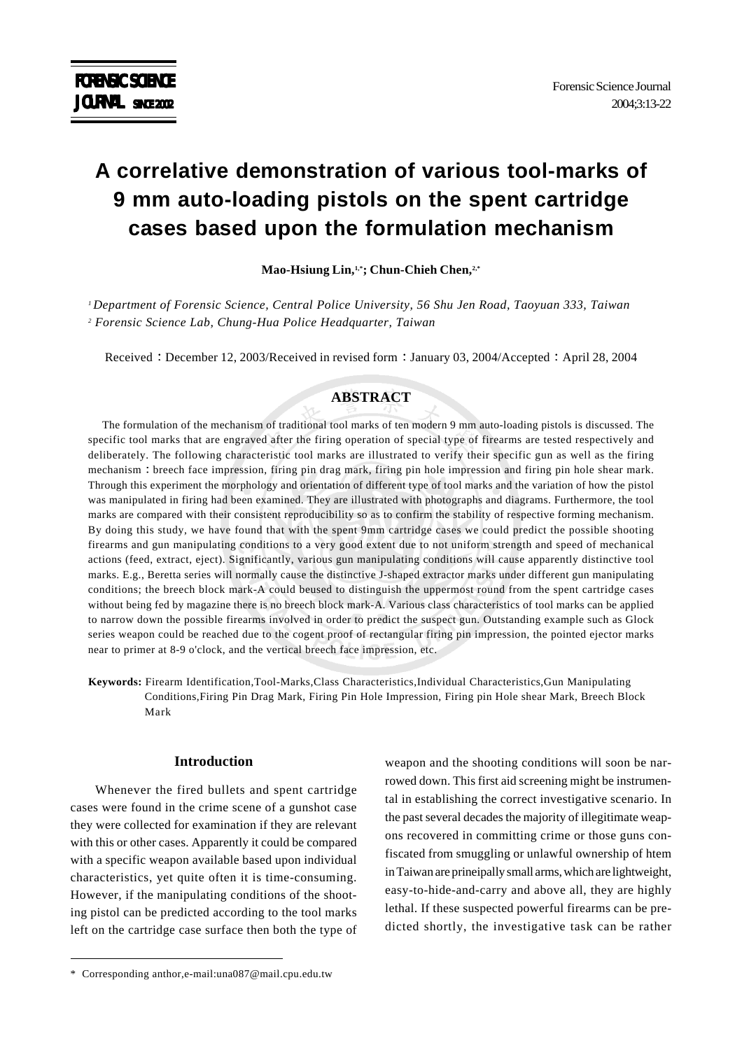# A correlative demonstration of various tool-marks of 9 mm auto-loading pistols on the spent cartridge cases based upon the formulation mechanism

**Mao-Hsiung Lin,[1,*]; Chun-Chieh Chen,[2,*]**

[1] *Department of Forensic Science, Central Police University, 56 Shu Jen Road, Taoyuan 333, Taiwan*
[2] *Forensic Science Lab, Chung-Hua Police Headquarter, Taiwan*

Received：December 12, 2003/Received in revised form：January 03, 2004/Accepted：April 28, 2004

## ABSTRACT

The formulation of the mechanism of traditional tool marks of ten modern 9 mm auto-loading pistols is discussed. The specific tool marks that are engraved after the firing operation of special type of firearms are tested respectively and deliberately. The following characteristic tool marks are illustrated to verify their specific gun as well as the firing mechanism：breech face impression, firing pin drag mark, firing pin hole impression and firing pin hole shear mark. Through this experiment the morphology and orientation of different type of tool marks and the variation of how the pistol was manipulated in firing had been examined. They are illustrated with photographs and diagrams. Furthermore, the tool marks are compared with their consistent reproducibility so as to confirm the stability of respective forming mechanism. By doing this study, we have found that with the spent 9mm cartridge cases we could predict the possible shooting firearms and gun manipulating conditions to a very good extent due to not uniform strength and speed of mechanical actions (feed, extract, eject). Significantly, various gun manipulating conditions will cause apparently distinctive tool marks. E.g., Beretta series will normally cause the distinctive J-shaped extractor marks under different gun manipulating conditions; the breech block mark-A could beused to distinguish the uppermost round from the spent cartridge cases without being fed by magazine there is no breech block mark-A. Various class characteristics of tool marks can be applied to narrow down the possible firearms involved in order to predict the suspect gun. Outstanding example such as Glock series weapon could be reached due to the cogent proof of rectangular firing pin impression, the pointed ejector marks near to primer at 8-9 o'clock, and the vertical breech face impression, etc.

**Keywords:** Firearm Identification,Tool-Marks,Class Characteristics,Individual Characteristics,Gun Manipulating Conditions,Firing Pin Drag Mark, Firing Pin Hole Impression, Firing pin Hole shear Mark, Breech Block Mark

## Introduction

Whenever the fired bullets and spent cartridge cases were found in the crime scene of a gunshot case they were collected for examination if they are relevant with this or other cases. Apparently it could be compared with a specific weapon available based upon individual characteristics, yet quite often it is time-consuming. However, if the manipulating conditions of the shooting pistol can be predicted according to the tool marks left on the cartridge case surface then both the type of weapon and the shooting conditions will soon be narrowed down. This first aid screening might be instrumental in establishing the correct investigative scenario. In the past several decades the majority of illegitimate weapons recovered in committing crime or those guns confiscated from smuggling or unlawful ownership of htem in Taiwan are prineipally small arms, which are lightweight, easy-to-hide-and-carry and above all, they are highly lethal. If these suspected powerful firearms can be predicted shortly, the investigative task can be rather

\* Corresponding anthor,e-mail:una087@mail.cpu.edu.tw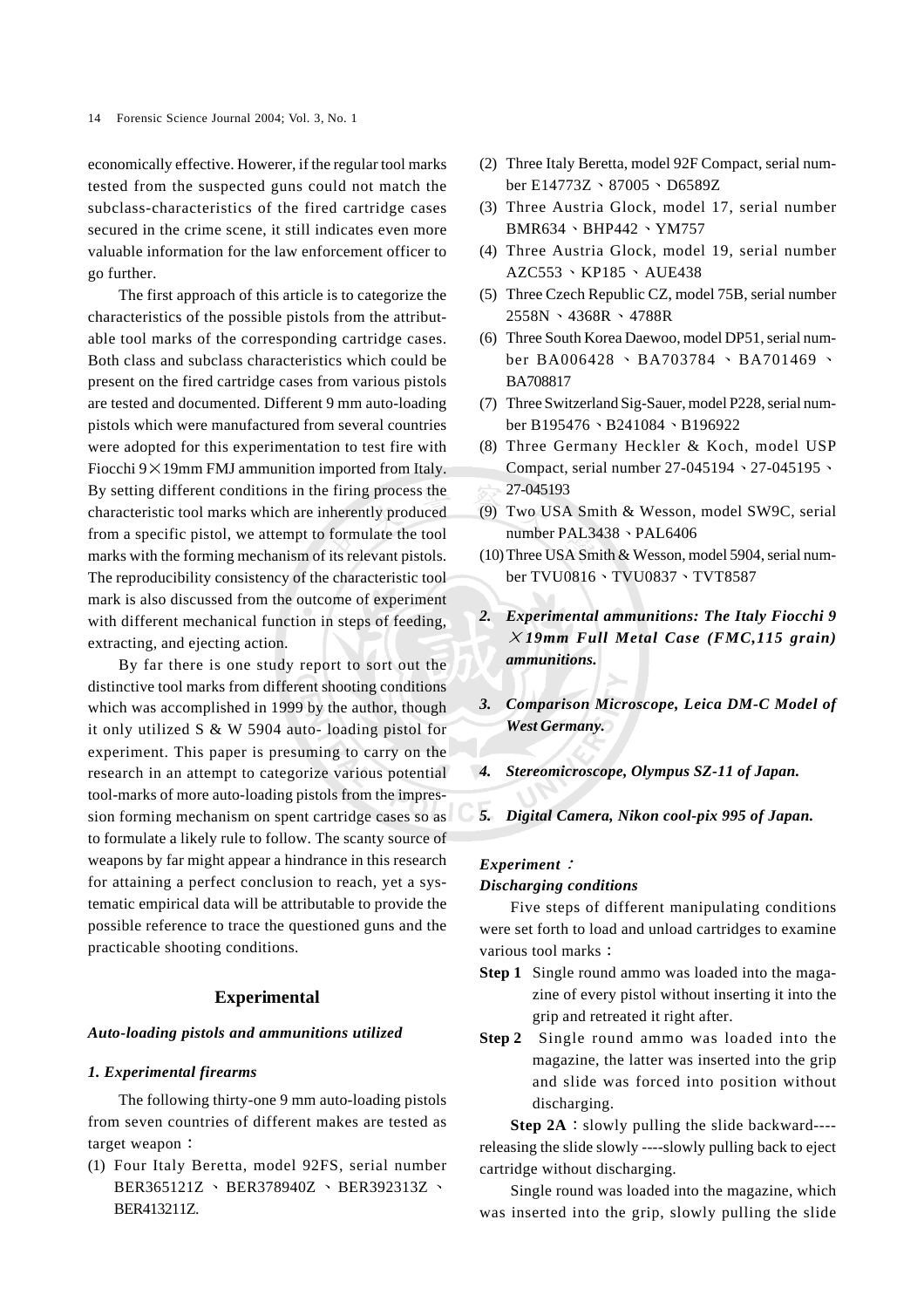economically effective. Howerer, if the regular tool marks tested from the suspected guns could not match the subclass-characteristics of the fired cartridge cases secured in the crime scene, it still indicates even more valuable information for the law enforcement officer to go further.

The first approach of this article is to categorize the characteristics of the possible pistols from the attributable tool marks of the corresponding cartridge cases. Both class and subclass characteristics which could be present on the fired cartridge cases from various pistols are tested and documented. Different 9 mm auto-loading pistols which were manufactured from several countries were adopted for this experimentation to test fire with Fiocchi 9×19mm FMJ ammunition imported from Italy. By setting different conditions in the firing process the characteristic tool marks which are inherently produced from a specific pistol, we attempt to formulate the tool marks with the forming mechanism of its relevant pistols. The reproducibility consistency of the characteristic tool mark is also discussed from the outcome of experiment with different mechanical function in steps of feeding, extracting, and ejecting action.

By far there is one study report to sort out the distinctive tool marks from different shooting conditions which was accomplished in 1999 by the author, though it only utilized S & W 5904 auto- loading pistol for experiment. This paper is presuming to carry on the research in an attempt to categorize various potential tool-marks of more auto-loading pistols from the impression forming mechanism on spent cartridge cases so as to formulate a likely rule to follow. The scanty source of weapons by far might appear a hindrance in this research for attaining a perfect conclusion to reach, yet a systematic empirical data will be attributable to provide the possible reference to trace the questioned guns and the practicable shooting conditions.

## Experimental

### *Auto-loading pistols and ammunitions utilized*

#### *1. Experimental firearms*

The following thirty-one 9 mm auto-loading pistols from seven countries of different makes are tested as target weapon：

(1) Four Italy Beretta, model 92FS, serial number BER365121Z、BER378940Z、BER392313Z、BER413211Z.
(2) Three Italy Beretta, model 92F Compact, serial number E14773Z、87005、D6589Z
(3) Three Austria Glock, model 17, serial number BMR634、BHP442、YM757
(4) Three Austria Glock, model 19, serial number AZC553、KP185、AUE438
(5) Three Czech Republic CZ, model 75B, serial number 2558N、4368R、4788R
(6) Three South Korea Daewoo, model DP51, serial number BA006428、BA703784、BA701469、BA708817
(7) Three Switzerland Sig-Sauer, model P228, serial number B195476、B241084、B196922
(8) Three Germany Heckler & Koch, model USP Compact, serial number 27-045194、27-045195、27-045193
(9) Two USA Smith & Wesson, model SW9C, serial number PAL3438、PAL6406
(10) Three USA Smith & Wesson, model 5904, serial number TVU0816、TVU0837、TVT8587

#### *2. Experimental ammunitions: The Italy Fiocchi 9×19mm Full Metal Case (FMC,115 grain) ammunitions.*

#### *3. Comparison Microscope, Leica DM-C Model of West Germany.*

#### *4. Stereomicroscope, Olympus SZ-11 of Japan.*

#### *5. Digital Camera, Nikon cool-pix 995 of Japan.*

### *Experiment*：

#### *Discharging conditions*

Five steps of different manipulating conditions were set forth to load and unload cartridges to examine various tool marks：

**Step 1** Single round ammo was loaded into the magazine of every pistol without inserting it into the grip and retreated it right after.

**Step 2** Single round ammo was loaded into the magazine, the latter was inserted into the grip and slide was forced into position without discharging.

**Step 2A**：slowly pulling the slide backward----releasing the slide slowly ----slowly pulling back to eject cartridge without discharging.

Single round was loaded into the magazine, which was inserted into the grip, slowly pulling the slide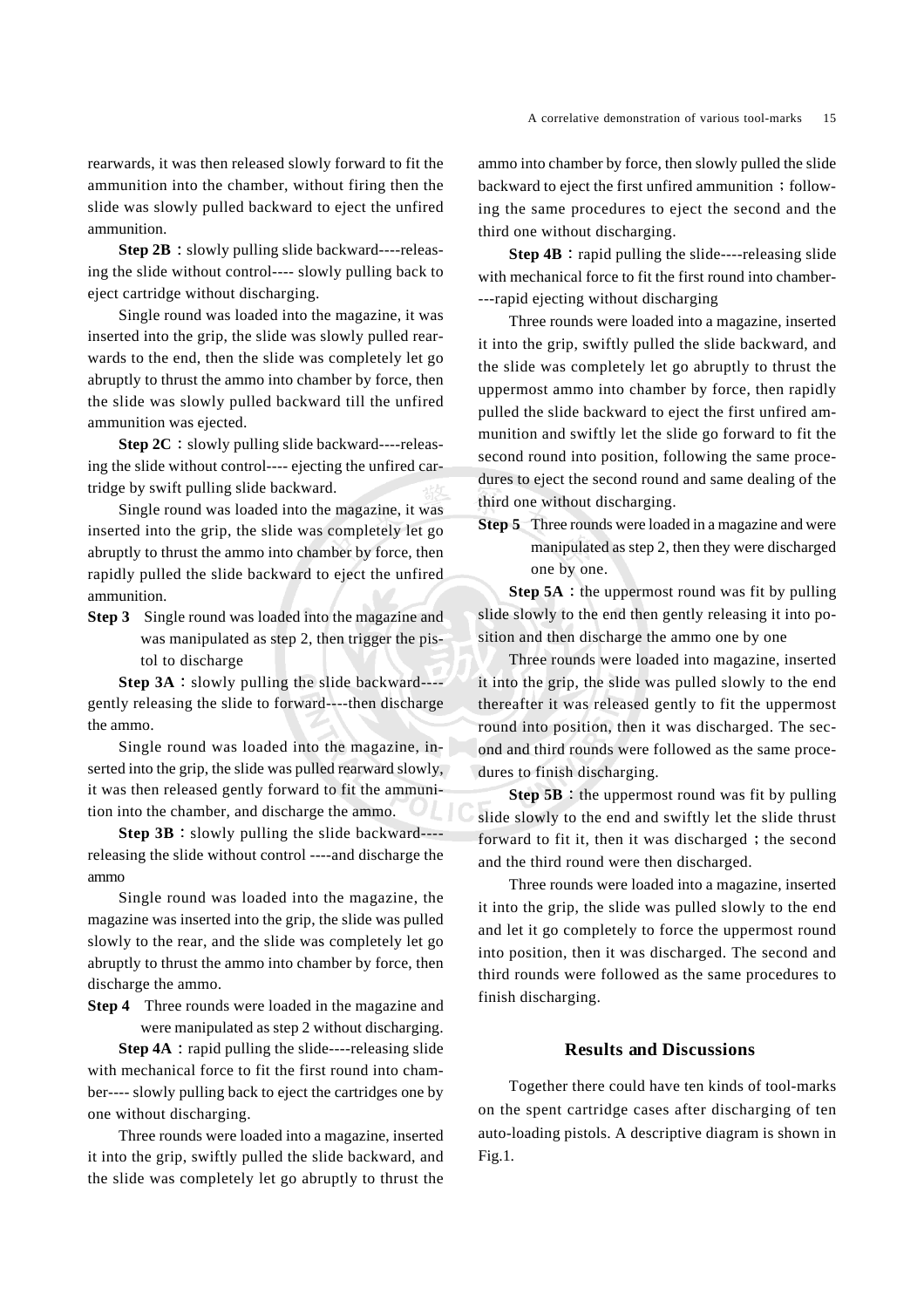rearwards, it was then released slowly forward to fit the ammunition into the chamber, without firing then the slide was slowly pulled backward to eject the unfired ammunition.

**Step 2B**：slowly pulling slide backward----releasing the slide without control---- slowly pulling back to eject cartridge without discharging.

Single round was loaded into the magazine, it was inserted into the grip, the slide was slowly pulled rearwards to the end, then the slide was completely let go abruptly to thrust the ammo into chamber by force, then the slide was slowly pulled backward till the unfired ammunition was ejected.

**Step 2C**：slowly pulling slide backward----releasing the slide without control---- ejecting the unfired cartridge by swift pulling slide backward.

Single round was loaded into the magazine, it was inserted into the grip, the slide was completely let go abruptly to thrust the ammo into chamber by force, then rapidly pulled the slide backward to eject the unfired ammunition.

**Step 3** Single round was loaded into the magazine and was manipulated as step 2, then trigger the pistol to discharge

**Step 3A**：slowly pulling the slide backward----gently releasing the slide to forward----then discharge the ammo.

Single round was loaded into the magazine, inserted into the grip, the slide was pulled rearward slowly, it was then released gently forward to fit the ammunition into the chamber, and discharge the ammo.

**Step 3B**：slowly pulling the slide backward----releasing the slide without control ----and discharge the ammo

Single round was loaded into the magazine, the magazine was inserted into the grip, the slide was pulled slowly to the rear, and the slide was completely let go abruptly to thrust the ammo into chamber by force, then discharge the ammo.

**Step 4** Three rounds were loaded in the magazine and were manipulated as step 2 without discharging.

**Step 4A**：rapid pulling the slide----releasing slide with mechanical force to fit the first round into chamber---- slowly pulling back to eject the cartridges one by one without discharging.

Three rounds were loaded into a magazine, inserted it into the grip, swiftly pulled the slide backward, and the slide was completely let go abruptly to thrust the ammo into chamber by force, then slowly pulled the slide backward to eject the first unfired ammunition；following the same procedures to eject the second and the third one without discharging.

**Step 4B**：rapid pulling the slide----releasing slide with mechanical force to fit the first round into chamber----rapid ejecting without discharging

Three rounds were loaded into a magazine, inserted it into the grip, swiftly pulled the slide backward, and the slide was completely let go abruptly to thrust the uppermost ammo into chamber by force, then rapidly pulled the slide backward to eject the first unfired ammunition and swiftly let the slide go forward to fit the second round into position, following the same procedures to eject the second round and same dealing of the third one without discharging.

**Step 5** Three rounds were loaded in a magazine and were manipulated as step 2, then they were discharged one by one.

**Step 5A**：the uppermost round was fit by pulling slide slowly to the end then gently releasing it into position and then discharge the ammo one by one

Three rounds were loaded into magazine, inserted it into the grip, the slide was pulled slowly to the end thereafter it was released gently to fit the uppermost round into position, then it was discharged. The second and third rounds were followed as the same procedures to finish discharging.

**Step 5B**：the uppermost round was fit by pulling slide slowly to the end and swiftly let the slide thrust forward to fit it, then it was discharged；the second and the third round were then discharged.

Three rounds were loaded into a magazine, inserted it into the grip, the slide was pulled slowly to the end and let it go completely to force the uppermost round into position, then it was discharged. The second and third rounds were followed as the same procedures to finish discharging.

## Results and Discussions

Together there could have ten kinds of tool-marks on the spent cartridge cases after discharging of ten auto-loading pistols. A descriptive diagram is shown in Fig.1.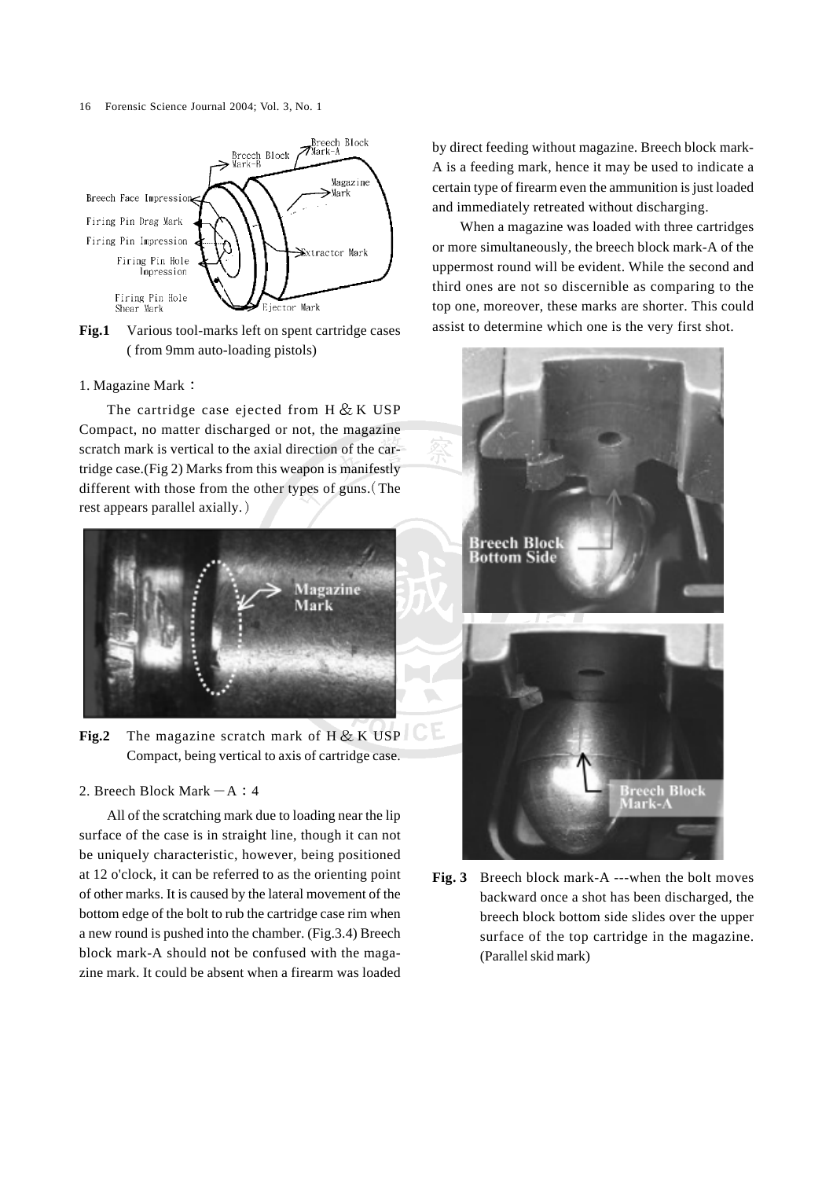**Fig.1** Various tool-marks left on spent cartridge cases ( from 9mm auto-loading pistols)

1. Magazine Mark：

The cartridge case ejected from H＆K USP Compact, no matter discharged or not, the magazine scratch mark is vertical to the axial direction of the cartridge case.(Fig 2) Marks from this weapon is manifestly different with those from the other types of guns.（The rest appears parallel axially.）

**Fig.2** The magazine scratch mark of H＆K USP Compact, being vertical to axis of cartridge case.

2. Breech Block Mark－A：4

All of the scratching mark due to loading near the lip surface of the case is in straight line, though it can not be uniquely characteristic, however, being positioned at 12 o'clock, it can be referred to as the orienting point of other marks. It is caused by the lateral movement of the bottom edge of the bolt to rub the cartridge case rim when a new round is pushed into the chamber. (Fig.3.4) Breech block mark-A should not be confused with the magazine mark. It could be absent when a firearm was loaded by direct feeding without magazine. Breech block mark-A is a feeding mark, hence it may be used to indicate a certain type of firearm even the ammunition is just loaded and immediately retreated without discharging.

When a magazine was loaded with three cartridges or more simultaneously, the breech block mark-A of the uppermost round will be evident. While the second and third ones are not so discernible as comparing to the top one, moreover, these marks are shorter. This could assist to determine which one is the very first shot.

**Fig. 3** Breech block mark-A ---when the bolt moves backward once a shot has been discharged, the breech block bottom side slides over the upper surface of the top cartridge in the magazine. (Parallel skid mark)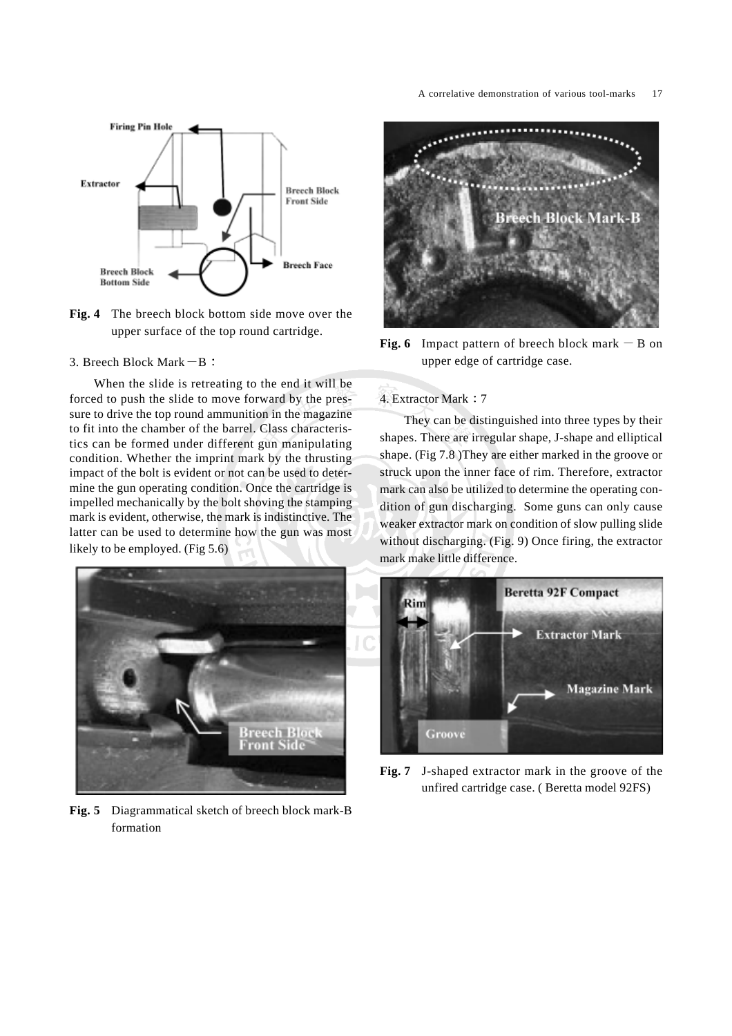**Fig. 4** The breech block bottom side move over the upper surface of the top round cartridge.

3. Breech Block Mark－B：

When the slide is retreating to the end it will be forced to push the slide to move forward by the pressure to drive the top round ammunition in the magazine to fit into the chamber of the barrel. Class characteristics can be formed under different gun manipulating condition. Whether the imprint mark by the thrusting impact of the bolt is evident or not can be used to determine the gun operating condition. Once the cartridge is impelled mechanically by the bolt shoving the stamping mark is evident, otherwise, the mark is indistinctive. The latter can be used to determine how the gun was most likely to be employed. (Fig 5.6)

**Fig. 5** Diagrammatical sketch of breech block mark-B formation

**Fig. 6** Impact pattern of breech block mark － B on upper edge of cartridge case.

4. Extractor Mark：7

They can be distinguished into three types by their shapes. There are irregular shape, J-shape and elliptical shape. (Fig 7.8 )They are either marked in the groove or struck upon the inner face of rim. Therefore, extractor mark can also be utilized to determine the operating condition of gun discharging. Some guns can only cause weaker extractor mark on condition of slow pulling slide without discharging. (Fig. 9) Once firing, the extractor mark make little difference.

**Fig. 7** J-shaped extractor mark in the groove of the unfired cartridge case. ( Beretta model 92FS)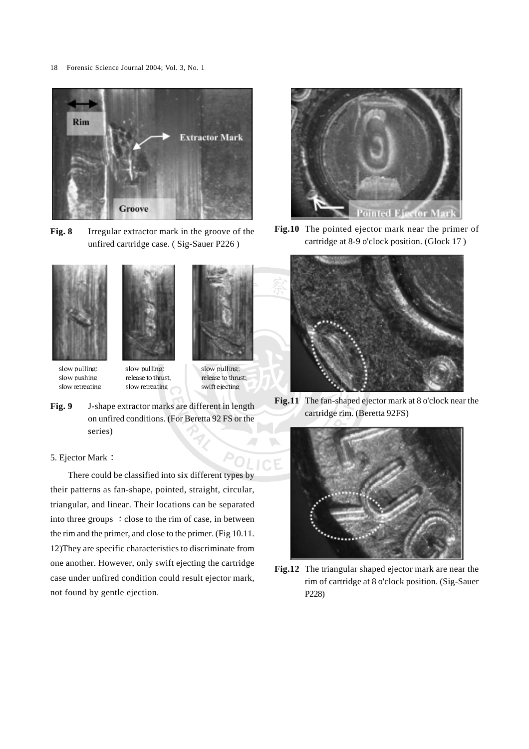**Fig. 8** Irregular extractor mark in the groove of the unfired cartridge case. ( Sig-Sauer P226 )

slow pulling; slow pushing slow retreating

slow pulling; release to thrust; slow retreating

slow pulling; release to thrust; swift ejecting

**Fig. 9** J-shape extractor marks are different in length on unfired conditions. (For Beretta 92 FS or the series)

5. Ejector Mark：

There could be classified into six different types by their patterns as fan-shape, pointed, straight, circular, triangular, and linear. Their locations can be separated into three groups ：close to the rim of case, in between the rim and the primer, and close to the primer. (Fig 10.11. 12)They are specific characteristics to discriminate from one another. However, only swift ejecting the cartridge case under unfired condition could result ejector mark, not found by gentle ejection.

**Fig.10** The pointed ejector mark near the primer of cartridge at 8-9 o'clock position. (Glock 17 )

**Fig.11** The fan-shaped ejector mark at 8 o'clock near the cartridge rim. (Beretta 92FS)

**Fig.12** The triangular shaped ejector mark are near the rim of cartridge at 8 o'clock position. (Sig-Sauer P228)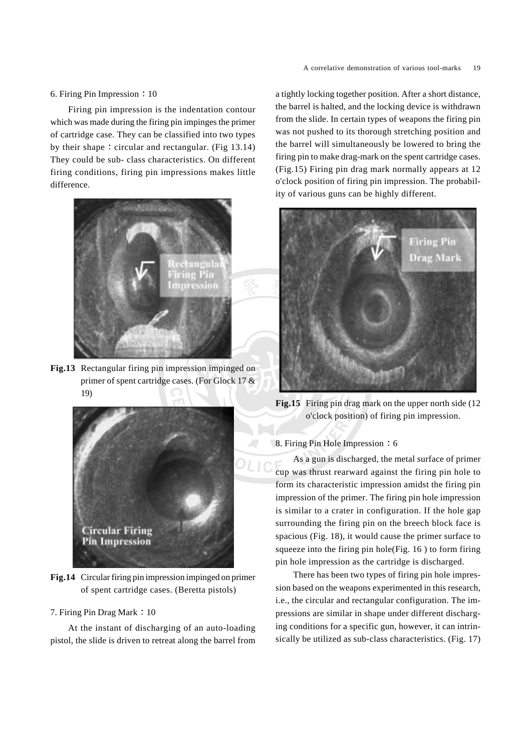6. Firing Pin Impression：10

Firing pin impression is the indentation contour which was made during the firing pin impinges the primer of cartridge case. They can be classified into two types by their shape：circular and rectangular. (Fig 13.14) They could be sub- class characteristics. On different firing conditions, firing pin impressions makes little difference.

**Fig.13** Rectangular firing pin impression impinged on primer of spent cartridge cases. (For Glock 17 & 19)

**Fig.14** Circular firing pin impression impinged on primer of spent cartridge cases. (Beretta pistols)

7. Firing Pin Drag Mark：10

At the instant of discharging of an auto-loading pistol, the slide is driven to retreat along the barrel from a tightly locking together position. After a short distance, the barrel is halted, and the locking device is withdrawn from the slide. In certain types of weapons the firing pin was not pushed to its thorough stretching position and the barrel will simultaneously be lowered to bring the firing pin to make drag-mark on the spent cartridge cases. (Fig.15) Firing pin drag mark normally appears at 12 o'clock position of firing pin impression. The probability of various guns can be highly different.

**Fig.15** Firing pin drag mark on the upper north side (12 o'clock position) of firing pin impression.

8. Firing Pin Hole Impression：6

As a gun is discharged, the metal surface of primer cup was thrust rearward against the firing pin hole to form its characteristic impression amidst the firing pin impression of the primer. The firing pin hole impression is similar to a crater in configuration. If the hole gap surrounding the firing pin on the breech block face is spacious (Fig. 18), it would cause the primer surface to squeeze into the firing pin hole(Fig. 16 ) to form firing pin hole impression as the cartridge is discharged.

There has been two types of firing pin hole impression based on the weapons experimented in this research, i.e., the circular and rectangular configuration. The impressions are similar in shape under different discharging conditions for a specific gun, however, it can intrinsically be utilized as sub-class characteristics. (Fig. 17)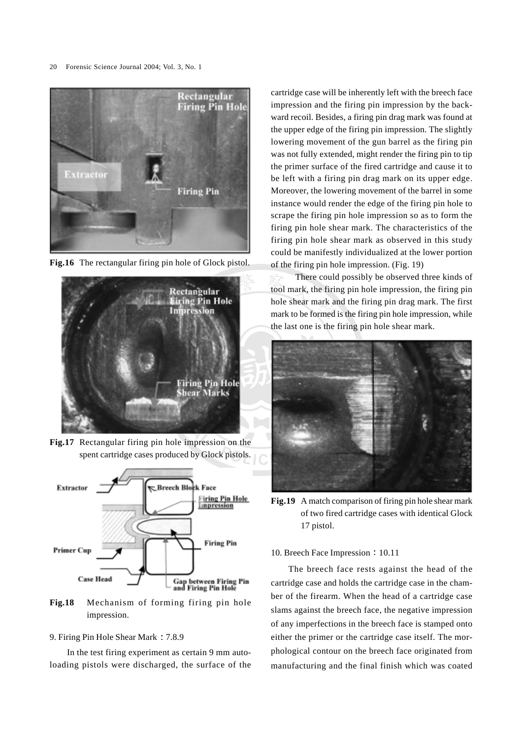Fig.16 The rectangular firing pin hole of Glock pistol.

Fig.17 Rectangular firing pin hole impression on the spent cartridge cases produced by Glock pistols.

Fig.18 Mechanism of forming firing pin hole impression.

9. Firing Pin Hole Shear Mark：7.8.9

In the test firing experiment as certain 9 mm autoloading pistols were discharged, the surface of the cartridge case will be inherently left with the breech face impression and the firing pin impression by the backward recoil. Besides, a firing pin drag mark was found at the upper edge of the firing pin impression. The slightly lowering movement of the gun barrel as the firing pin was not fully extended, might render the firing pin to tip the primer surface of the fired cartridge and cause it to be left with a firing pin drag mark on its upper edge. Moreover, the lowering movement of the barrel in some instance would render the edge of the firing pin hole to scrape the firing pin hole impression so as to form the firing pin hole shear mark. The characteristics of the firing pin hole shear mark as observed in this study could be manifestly individualized at the lower portion of the firing pin hole impression. (Fig. 19)

There could possibly be observed three kinds of tool mark, the firing pin hole impression, the firing pin hole shear mark and the firing pin drag mark. The first mark to be formed is the firing pin hole impression, while the last one is the firing pin hole shear mark.

Fig.19 A match comparison of firing pin hole shear mark of two fired cartridge cases with identical Glock 17 pistol.

10. Breech Face Impression：10.11

The breech face rests against the head of the cartridge case and holds the cartridge case in the chamber of the firearm. When the head of a cartridge case slams against the breech face, the negative impression of any imperfections in the breech face is stamped onto either the primer or the cartridge case itself. The morphological contour on the breech face originated from manufacturing and the final finish which was coated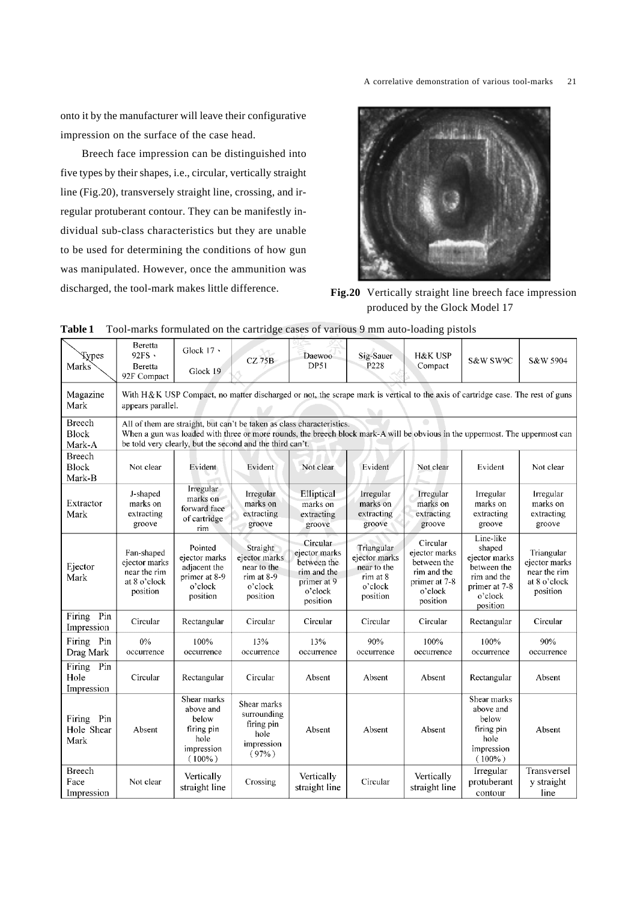onto it by the manufacturer will leave their configurative impression on the surface of the case head.

Breech face impression can be distinguished into five types by their shapes, i.e., circular, vertically straight line (Fig.20), transversely straight line, crossing, and irregular protuberant contour. They can be manifestly individual sub-class characteristics but they are unable to be used for determining the conditions of how gun was manipulated. However, once the ammunition was discharged, the tool-mark makes little difference.

**Fig.20** Vertically straight line breech face impression produced by the Glock Model 17

**Table 1** Tool-marks formulated on the cartridge cases of various 9 mm auto-loading pistols

| Marks \ Types | Beretta 92FS、Beretta 92F Compact | Glock 17、Glock 19 | CZ 75B | Daewoo DP51 | Sig-Sauer P228 | H&K USP Compact | S&W SW9C | S&W 5904 |
|---|---|---|---|---|---|---|---|---|
| Magazine Mark | With H&K USP Compact, no matter discharged or not, the scrape mark is vertical to the axis of cartridge case. The rest of guns appears parallel. | | | | | | | |
| Breech Block Mark-A | All of them are straight, but can't be taken as class characteristics. When a gun was loaded with three or more rounds, the breech block mark-A will be obvious in the uppermost. The uppermost can be told very clearly, but the second and the third can't. | | | | | | | |
| Breech Block Mark-B | Not clear | Evident | Evident | Not clear | Evident | Not clear | Evident | Not clear |
| Extractor Mark | J-shaped marks on extracting groove | Irregular marks on forward face of cartridge rim | Irregular marks on extracting groove | Elliptical marks on extracting groove | Irregular marks on extracting groove | Irregular marks on extracting groove | Irregular marks on extracting groove | Irregular marks on extracting groove |
| Ejector Mark | Fan-shaped ejector marks near the rim at 8 o'clock position | Pointed ejector marks adjacent the primer at 8-9 o'clock position | Straight ejector marks near to the rim at 8-9 o'clock position | Circular ejector marks between the rim and the primer at 9 o'clock position | Triangular ejector marks near to the rim at 8 o'clock position | Circular ejector marks between the rim and the primer at 7-8 o'clock position | Line-like shaped ejector marks between the rim and the primer at 7-8 o'clock position | Triangular ejector marks near the rim at 8 o'clock position |
| Firing Pin Impression | Circular | Rectangular | Circular | Circular | Circular | Circular | Rectangular | Circular |
| Firing Pin Drag Mark | 0% occurrence | 100% occurrence | 13% occurrence | 13% occurrence | 90% occurrence | 100% occurrence | 100% occurrence | 90% occurrence |
| Firing Pin Hole Impression | Circular | Rectangular | Circular | Absent | Absent | Absent | Rectangular | Absent |
| Firing Pin Hole Shear Mark | Absent | Shear marks above and below firing pin hole impression (100%) | Shear marks surrounding firing pin hole impression (97%) | Absent | Absent | Absent | Shear marks above and below firing pin hole impression (100%) | Absent |
| Breech Face Impression | Not clear | Vertically straight line | Crossing | Vertically straight line | Circular | Vertically straight line | Irregular protuberant contour | Transversely straight line |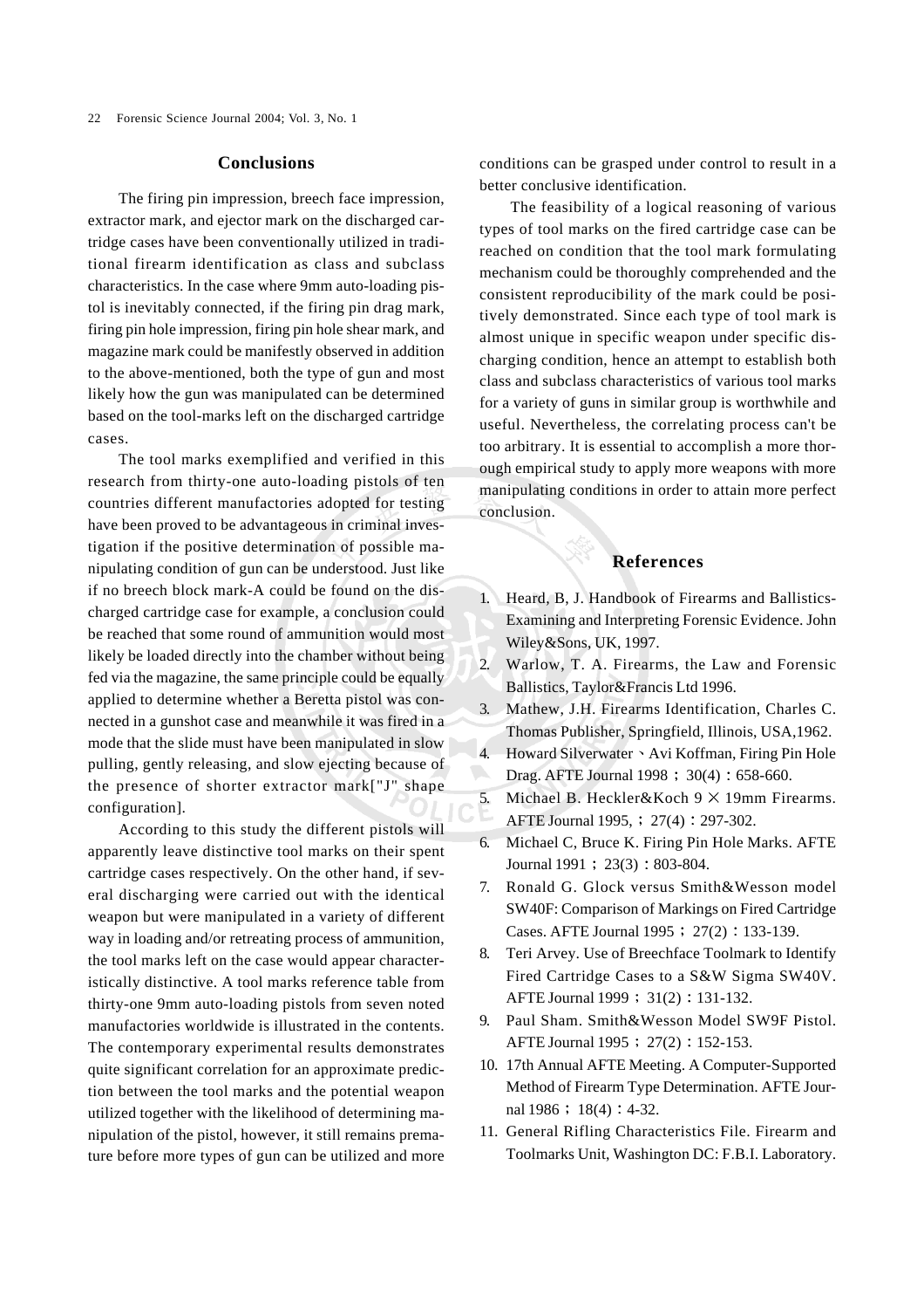## Conclusions

The firing pin impression, breech face impression, extractor mark, and ejector mark on the discharged cartridge cases have been conventionally utilized in traditional firearm identification as class and subclass characteristics. In the case where 9mm auto-loading pistol is inevitably connected, if the firing pin drag mark, firing pin hole impression, firing pin hole shear mark, and magazine mark could be manifestly observed in addition to the above-mentioned, both the type of gun and most likely how the gun was manipulated can be determined based on the tool-marks left on the discharged cartridge cases.

The tool marks exemplified and verified in this research from thirty-one auto-loading pistols of ten countries different manufactories adopted for testing have been proved to be advantageous in criminal investigation if the positive determination of possible manipulating condition of gun can be understood. Just like if no breech block mark-A could be found on the discharged cartridge case for example, a conclusion could be reached that some round of ammunition would most likely be loaded directly into the chamber without being fed via the magazine, the same principle could be equally applied to determine whether a Beretta pistol was connected in a gunshot case and meanwhile it was fired in a mode that the slide must have been manipulated in slow pulling, gently releasing, and slow ejecting because of the presence of shorter extractor mark["J" shape configuration].

According to this study the different pistols will apparently leave distinctive tool marks on their spent cartridge cases respectively. On the other hand, if several discharging were carried out with the identical weapon but were manipulated in a variety of different way in loading and/or retreating process of ammunition, the tool marks left on the case would appear characteristically distinctive. A tool marks reference table from thirty-one 9mm auto-loading pistols from seven noted manufactories worldwide is illustrated in the contents. The contemporary experimental results demonstrates quite significant correlation for an approximate prediction between the tool marks and the potential weapon utilized together with the likelihood of determining manipulation of the pistol, however, it still remains premature before more types of gun can be utilized and more conditions can be grasped under control to result in a better conclusive identification.

The feasibility of a logical reasoning of various types of tool marks on the fired cartridge case can be reached on condition that the tool mark formulating mechanism could be thoroughly comprehended and the consistent reproducibility of the mark could be positively demonstrated. Since each type of tool mark is almost unique in specific weapon under specific discharging condition, hence an attempt to establish both class and subclass characteristics of various tool marks for a variety of guns in similar group is worthwhile and useful. Nevertheless, the correlating process can't be too arbitrary. It is essential to accomplish a more thorough empirical study to apply more weapons with more manipulating conditions in order to attain more perfect conclusion.

## References

1. Heard, B, J. Handbook of Firearms and Ballistics-Examining and Interpreting Forensic Evidence. John Wiley&Sons, UK, 1997.
2. Warlow, T. A. Firearms, the Law and Forensic Ballistics, Taylor&Francis Ltd 1996.
3. Mathew, J.H. Firearms Identification, Charles C. Thomas Publisher, Springfield, Illinois, USA,1962.
4. Howard Silverwater、Avi Koffman, Firing Pin Hole Drag. AFTE Journal 1998；30(4)：658-660.
5. Michael B. Heckler&Koch 9 × 19mm Firearms. AFTE Journal 1995,；27(4)：297-302.
6. Michael C, Bruce K. Firing Pin Hole Marks. AFTE Journal 1991；23(3)：803-804.
7. Ronald G. Glock versus Smith&Wesson model SW40F: Comparison of Markings on Fired Cartridge Cases. AFTE Journal 1995；27(2)：133-139.
8. Teri Arvey. Use of Breechface Toolmark to Identify Fired Cartridge Cases to a S&W Sigma SW40V. AFTE Journal 1999；31(2)：131-132.
9. Paul Sham. Smith&Wesson Model SW9F Pistol. AFTE Journal 1995；27(2)：152-153.
10. 17th Annual AFTE Meeting. A Computer-Supported Method of Firearm Type Determination. AFTE Journal 1986；18(4)：4-32.
11. General Rifling Characteristics File. Firearm and Toolmarks Unit, Washington DC: F.B.I. Laboratory.